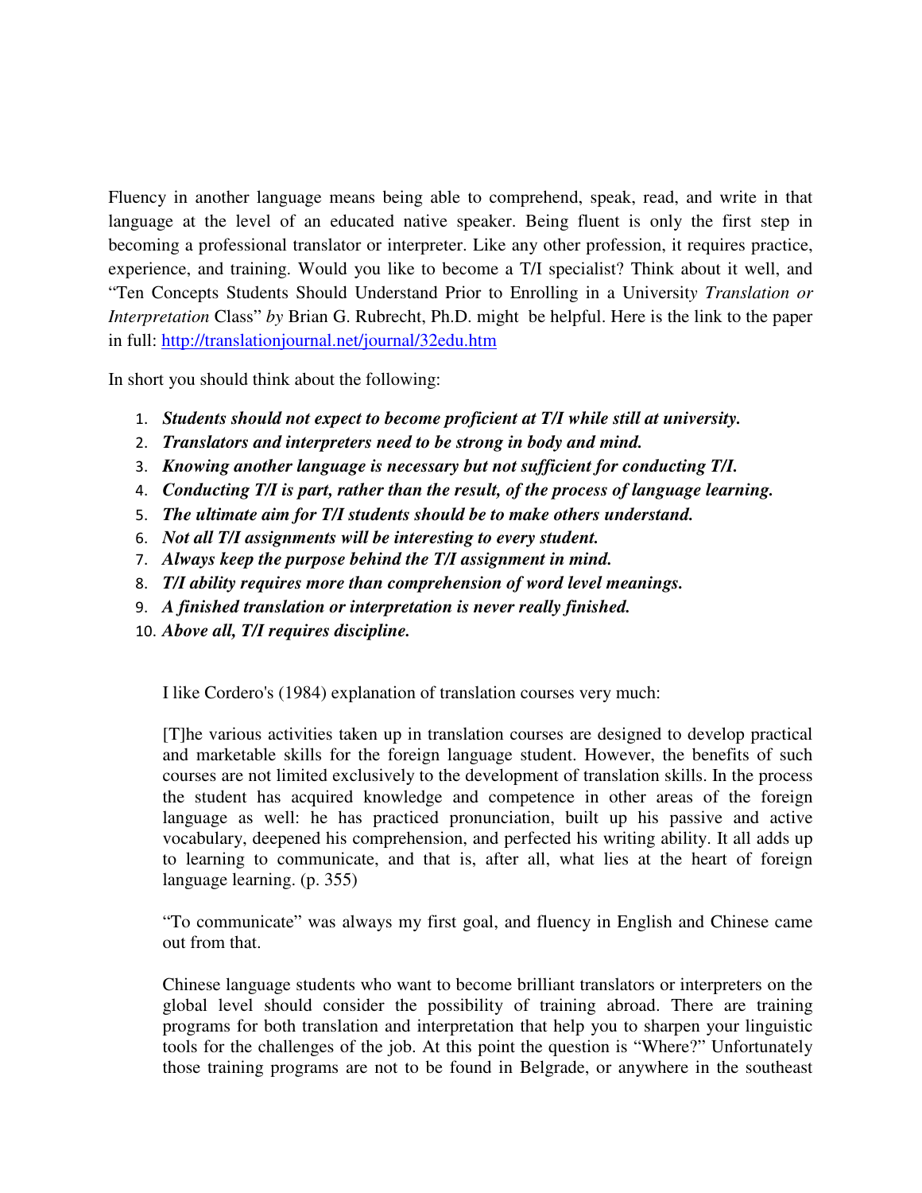Fluency in another language means being able to comprehend, speak, read, and write in that language at the level of an educated native speaker. Being fluent is only the first step in becoming a professional translator or interpreter. Like any other profession, it requires practice, experience, and training. Would you like to become a T/I specialist? Think about it well, and "Ten Concepts Students Should Understand Prior to Enrolling in a Universit*y Translation or Interpretation* Class" *by* Brian G. Rubrecht, Ph.D. might be helpful. Here is the link to the paper in full: [http://translationjournal.net/journal/32edu.htm](http://translationjournal.net/journal/32edu.htm)

In short you should think about the following:

1. ***Students should not expect to become proficient at T/I while still at university.***
2. ***Translators and interpreters need to be strong in body and mind.***
3. ***Knowing another language is necessary but not sufficient for conducting T/I.***
4. ***Conducting T/I is part, rather than the result, of the process of language learning.***
5. ***The ultimate aim for T/I students should be to make others understand.***
6. ***Not all T/I assignments will be interesting to every student.***
7. ***Always keep the purpose behind the T/I assignment in mind.***
8. ***T/I ability requires more than comprehension of word level meanings.***
9. ***A finished translation or interpretation is never really finished.***
10. ***Above all, T/I requires discipline.***

I like Cordero's (1984) explanation of translation courses very much:

> [T]he various activities taken up in translation courses are designed to develop practical and marketable skills for the foreign language student. However, the benefits of such courses are not limited exclusively to the development of translation skills. In the process the student has acquired knowledge and competence in other areas of the foreign language as well: he has practiced pronunciation, built up his passive and active vocabulary, deepened his comprehension, and perfected his writing ability. It all adds up to learning to communicate, and that is, after all, what lies at the heart of foreign language learning. (p. 355)

"To communicate" was always my first goal, and fluency in English and Chinese came out from that.

Chinese language students who want to become brilliant translators or interpreters on the global level should consider the possibility of training abroad. There are training programs for both translation and interpretation that help you to sharpen your linguistic tools for the challenges of the job. At this point the question is "Where?" Unfortunately those training programs are not to be found in Belgrade, or anywhere in the southeast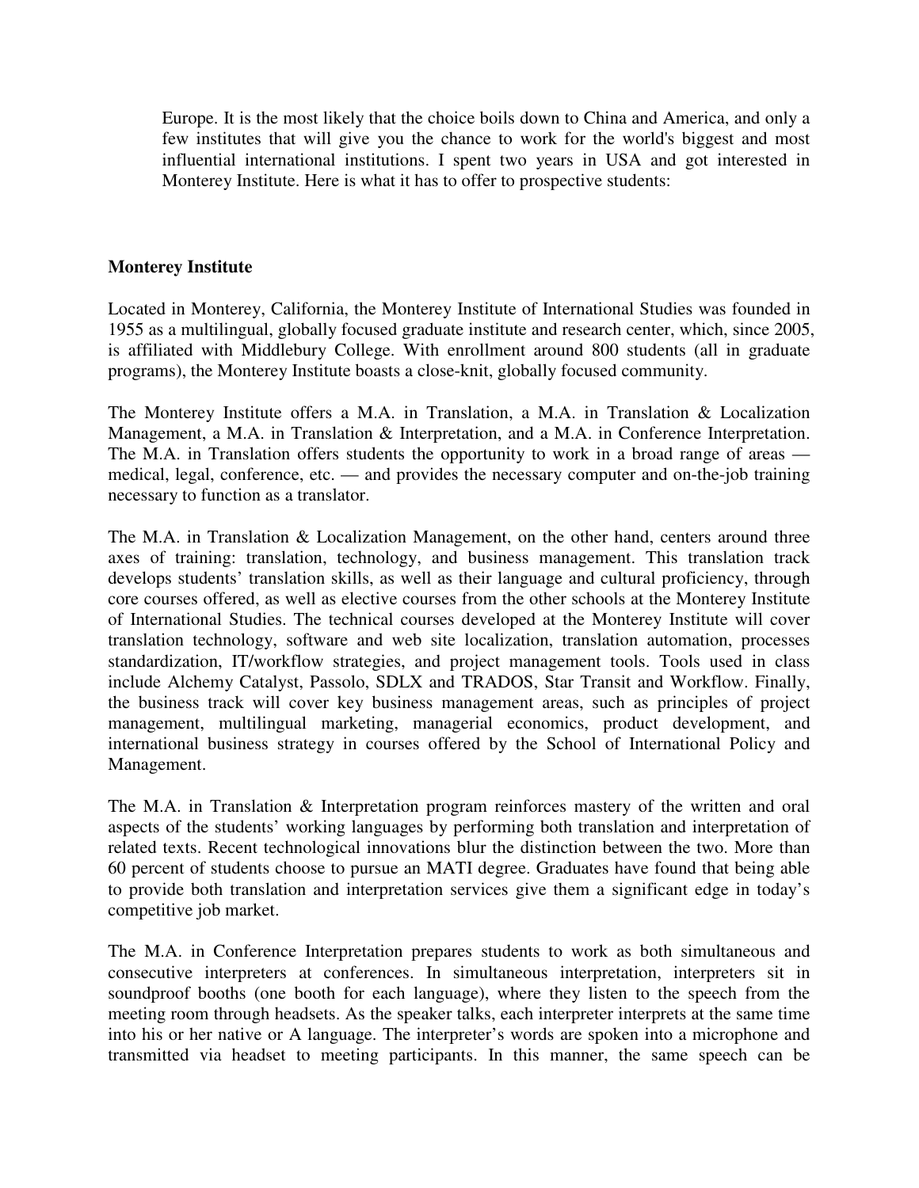Europe. It is the most likely that the choice boils down to China and America, and only a few institutes that will give you the chance to work for the world's biggest and most influential international institutions. I spent two years in USA and got interested in Monterey Institute. Here is what it has to offer to prospective students:

**Monterey Institute**

Located in Monterey, California, the Monterey Institute of International Studies was founded in 1955 as a multilingual, globally focused graduate institute and research center, which, since 2005, is affiliated with Middlebury College. With enrollment around 800 students (all in graduate programs), the Monterey Institute boasts a close-knit, globally focused community.

The Monterey Institute offers a M.A. in Translation, a M.A. in Translation & Localization Management, a M.A. in Translation & Interpretation, and a M.A. in Conference Interpretation. The M.A. in Translation offers students the opportunity to work in a broad range of areas — medical, legal, conference, etc. — and provides the necessary computer and on-the-job training necessary to function as a translator.

The M.A. in Translation & Localization Management, on the other hand, centers around three axes of training: translation, technology, and business management. This translation track develops students' translation skills, as well as their language and cultural proficiency, through core courses offered, as well as elective courses from the other schools at the Monterey Institute of International Studies. The technical courses developed at the Monterey Institute will cover translation technology, software and web site localization, translation automation, processes standardization, IT/workflow strategies, and project management tools. Tools used in class include Alchemy Catalyst, Passolo, SDLX and TRADOS, Star Transit and Workflow. Finally, the business track will cover key business management areas, such as principles of project management, multilingual marketing, managerial economics, product development, and international business strategy in courses offered by the School of International Policy and Management.

The M.A. in Translation & Interpretation program reinforces mastery of the written and oral aspects of the students' working languages by performing both translation and interpretation of related texts. Recent technological innovations blur the distinction between the two. More than 60 percent of students choose to pursue an MATI degree. Graduates have found that being able to provide both translation and interpretation services give them a significant edge in today's competitive job market.

The M.A. in Conference Interpretation prepares students to work as both simultaneous and consecutive interpreters at conferences. In simultaneous interpretation, interpreters sit in soundproof booths (one booth for each language), where they listen to the speech from the meeting room through headsets. As the speaker talks, each interpreter interprets at the same time into his or her native or A language. The interpreter's words are spoken into a microphone and transmitted via headset to meeting participants. In this manner, the same speech can be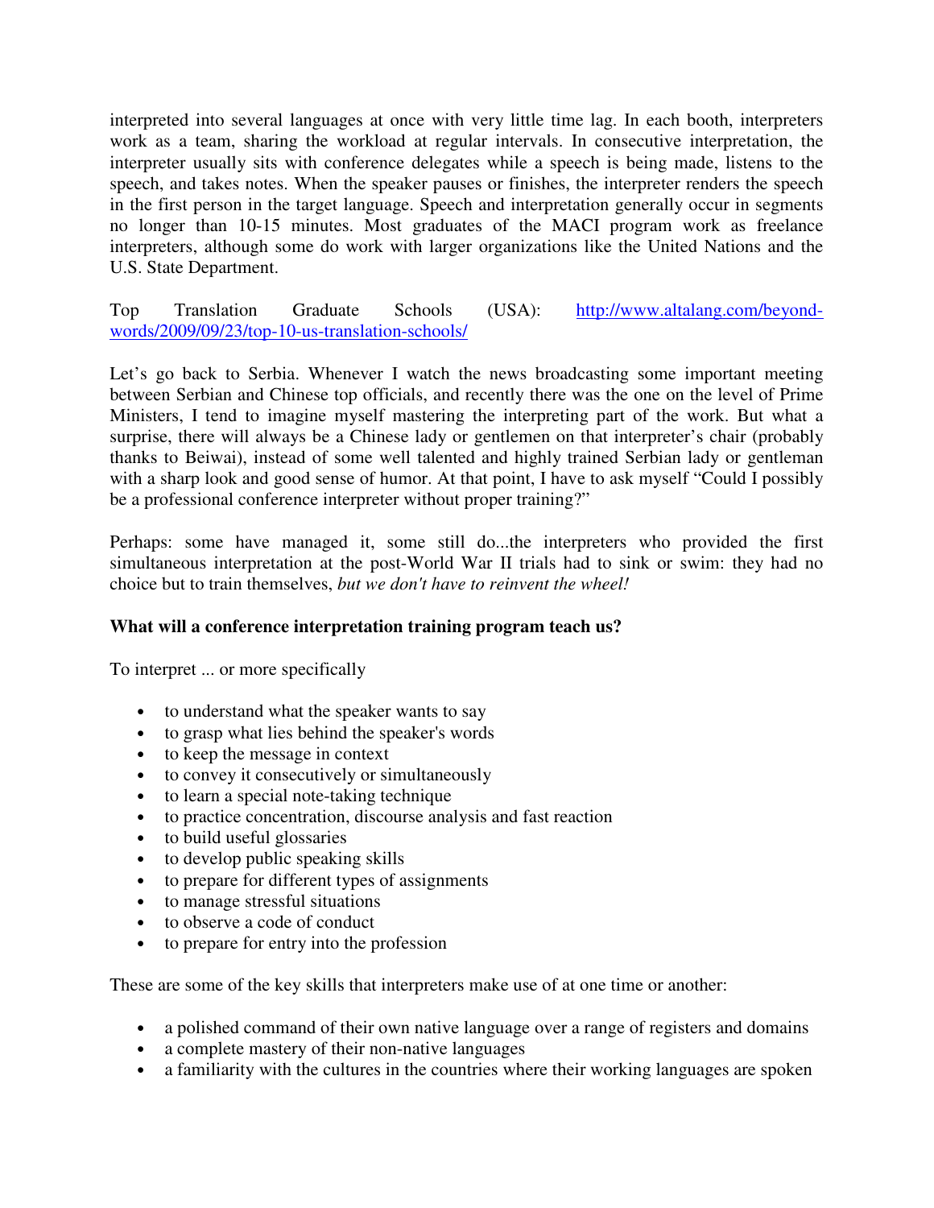interpreted into several languages at once with very little time lag. In each booth, interpreters work as a team, sharing the workload at regular intervals. In consecutive interpretation, the interpreter usually sits with conference delegates while a speech is being made, listens to the speech, and takes notes. When the speaker pauses or finishes, the interpreter renders the speech in the first person in the target language. Speech and interpretation generally occur in segments no longer than 10-15 minutes. Most graduates of the MACI program work as freelance interpreters, although some do work with larger organizations like the United Nations and the U.S. State Department.

Top Translation Graduate Schools (USA): [http://www.altalang.com/beyond-words/2009/09/23/top-10-us-translation-schools/](http://www.altalang.com/beyond-words/2009/09/23/top-10-us-translation-schools/)

Let's go back to Serbia. Whenever I watch the news broadcasting some important meeting between Serbian and Chinese top officials, and recently there was the one on the level of Prime Ministers, I tend to imagine myself mastering the interpreting part of the work. But what a surprise, there will always be a Chinese lady or gentlemen on that interpreter's chair (probably thanks to Beiwai), instead of some well talented and highly trained Serbian lady or gentleman with a sharp look and good sense of humor. At that point, I have to ask myself "Could I possibly be a professional conference interpreter without proper training?"

Perhaps: some have managed it, some still do...the interpreters who provided the first simultaneous interpretation at the post-World War II trials had to sink or swim: they had no choice but to train themselves, *but we don't have to reinvent the wheel!*

**What will a conference interpretation training program teach us?**

To interpret ... or more specifically

- to understand what the speaker wants to say
- to grasp what lies behind the speaker's words
- to keep the message in context
- to convey it consecutively or simultaneously
- to learn a special note-taking technique
- to practice concentration, discourse analysis and fast reaction
- to build useful glossaries
- to develop public speaking skills
- to prepare for different types of assignments
- to manage stressful situations
- to observe a code of conduct
- to prepare for entry into the profession

These are some of the key skills that interpreters make use of at one time or another:

- a polished command of their own native language over a range of registers and domains
- a complete mastery of their non-native languages
- a familiarity with the cultures in the countries where their working languages are spoken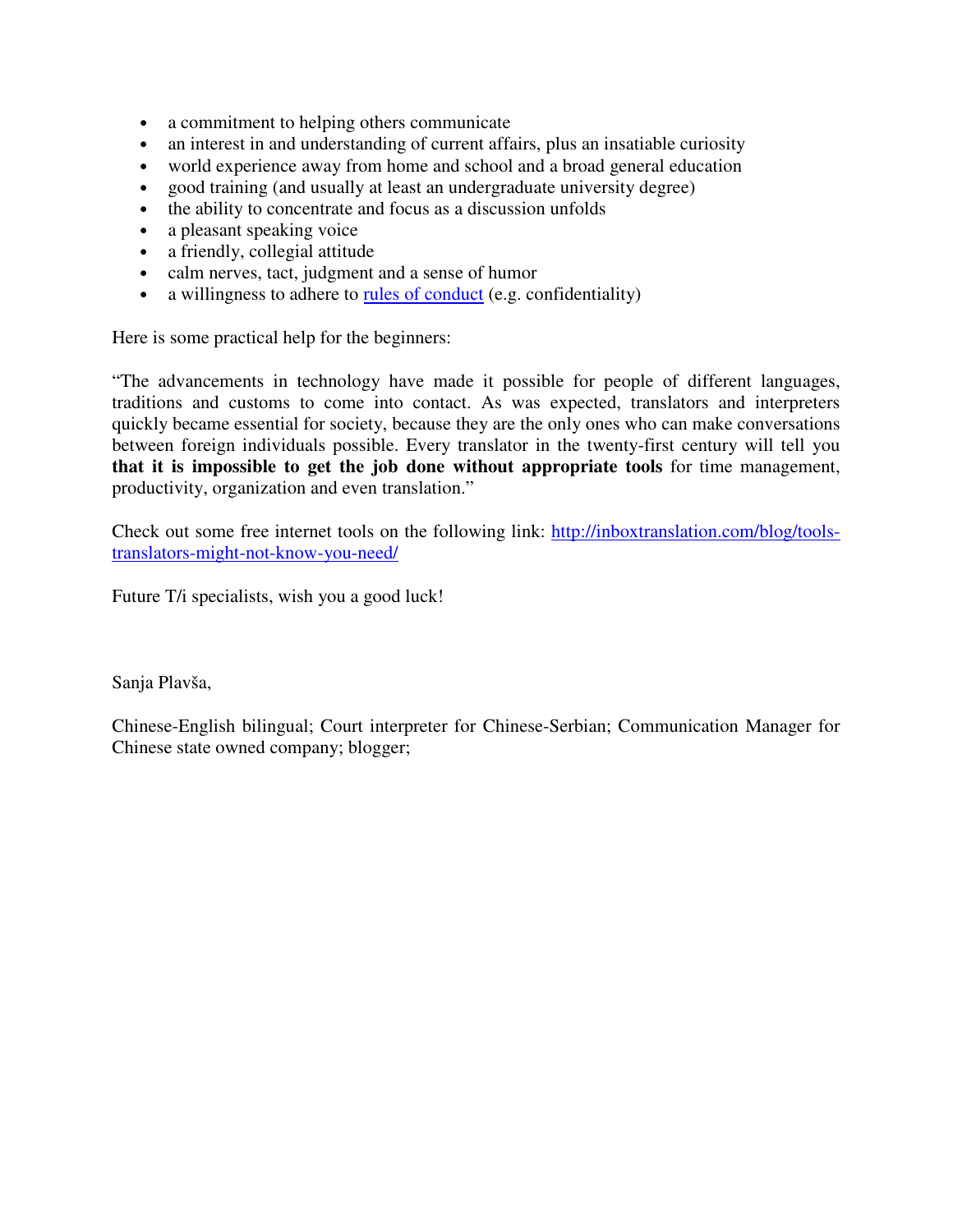- a commitment to helping others communicate
- an interest in and understanding of current affairs, plus an insatiable curiosity
- world experience away from home and school and a broad general education
- good training (and usually at least an undergraduate university degree)
- the ability to concentrate and focus as a discussion unfolds
- a pleasant speaking voice
- a friendly, collegial attitude
- calm nerves, tact, judgment and a sense of humor
- a willingness to adhere to [rules of conduct](rules of conduct) (e.g. confidentiality)

Here is some practical help for the beginners:

"The advancements in technology have made it possible for people of different languages, traditions and customs to come into contact. As was expected, translators and interpreters quickly became essential for society, because they are the only ones who can make conversations between foreign individuals possible. Every translator in the twenty-first century will tell you **that it is impossible to get the job done without appropriate tools** for time management, productivity, organization and even translation."

Check out some free internet tools on the following link: [http://inboxtranslation.com/blog/tools-translators-might-not-know-you-need/](http://inboxtranslation.com/blog/tools-translators-might-not-know-you-need/)

Future T/i specialists, wish you a good luck!

Sanja Plavša,

Chinese-English bilingual; Court interpreter for Chinese-Serbian; Communication Manager for Chinese state owned company; blogger;